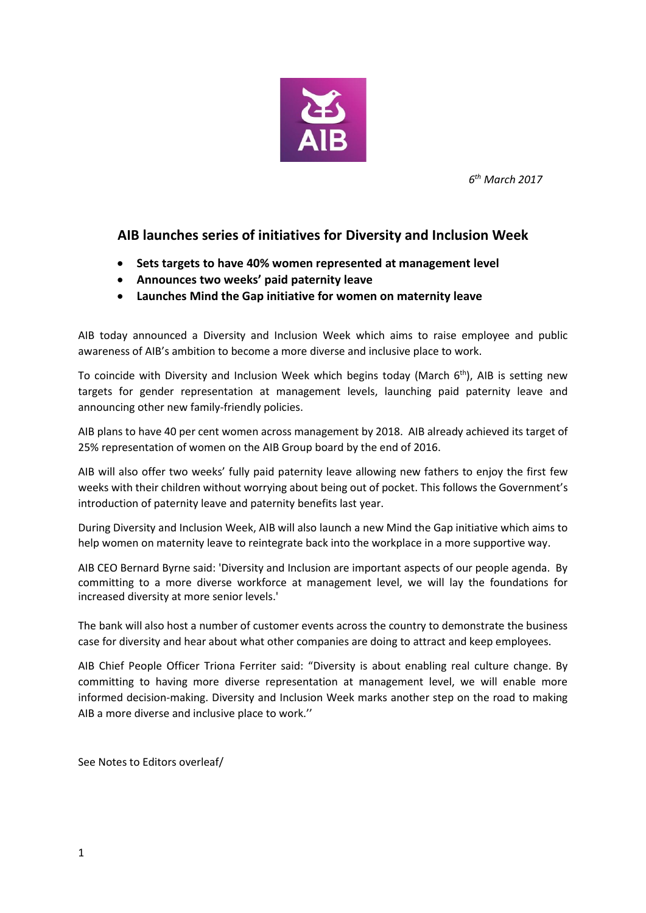*6th March 2017*

## AIB launches series of initiatives for Diversity and Inclusion Week

- **Sets targets to have 40% women represented at management level**
- **Announces two weeks' paid paternity leave**
- **Launches Mind the Gap initiative for women on maternity leave**

AIB today announced a Diversity and Inclusion Week which aims to raise employee and public awareness of AIB's ambition to become a more diverse and inclusive place to work.

To coincide with Diversity and Inclusion Week which begins today (March 6th), AIB is setting new targets for gender representation at management levels, launching paid paternity leave and announcing other new family-friendly policies.

AIB plans to have 40 per cent women across management by 2018. AIB already achieved its target of 25% representation of women on the AIB Group board by the end of 2016.

AIB will also offer two weeks' fully paid paternity leave allowing new fathers to enjoy the first few weeks with their children without worrying about being out of pocket. This follows the Government's introduction of paternity leave and paternity benefits last year.

During Diversity and Inclusion Week, AIB will also launch a new Mind the Gap initiative which aims to help women on maternity leave to reintegrate back into the workplace in a more supportive way.

AIB CEO Bernard Byrne said: 'Diversity and Inclusion are important aspects of our people agenda. By committing to a more diverse workforce at management level, we will lay the foundations for increased diversity at more senior levels.'

The bank will also host a number of customer events across the country to demonstrate the business case for diversity and hear about what other companies are doing to attract and keep employees.

AIB Chief People Officer Triona Ferriter said: "Diversity is about enabling real culture change. By committing to having more diverse representation at management level, we will enable more informed decision-making. Diversity and Inclusion Week marks another step on the road to making AIB a more diverse and inclusive place to work.''

See Notes to Editors overleaf/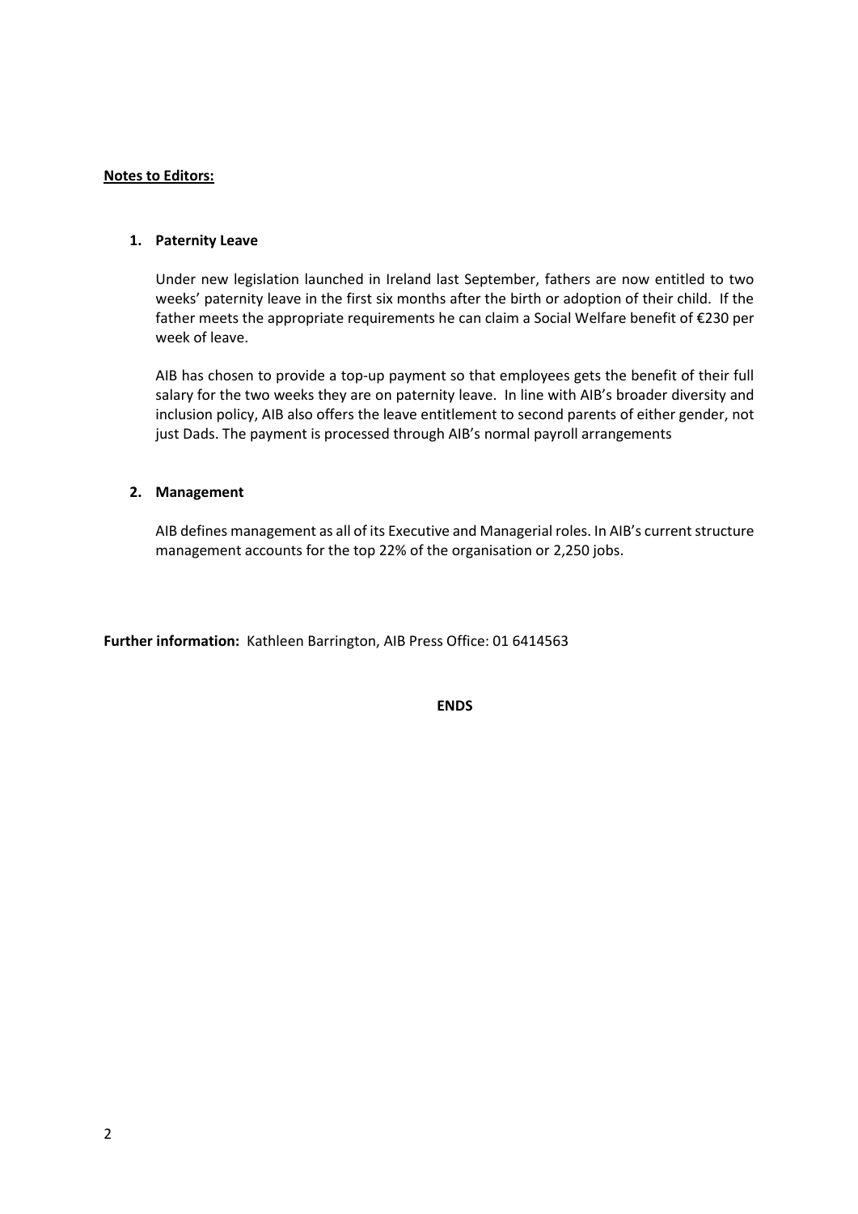**Notes to Editors:**

1. **Paternity Leave**

   Under new legislation launched in Ireland last September, fathers are now entitled to two weeks' paternity leave in the first six months after the birth or adoption of their child. If the father meets the appropriate requirements he can claim a Social Welfare benefit of €230 per week of leave.

   AIB has chosen to provide a top-up payment so that employees gets the benefit of their full salary for the two weeks they are on paternity leave. In line with AIB's broader diversity and inclusion policy, AIB also offers the leave entitlement to second parents of either gender, not just Dads. The payment is processed through AIB's normal payroll arrangements

2. **Management**

   AIB defines management as all of its Executive and Managerial roles. In AIB's current structure management accounts for the top 22% of the organisation or 2,250 jobs.

**Further information:** Kathleen Barrington, AIB Press Office: 01 6414563

**ENDS**